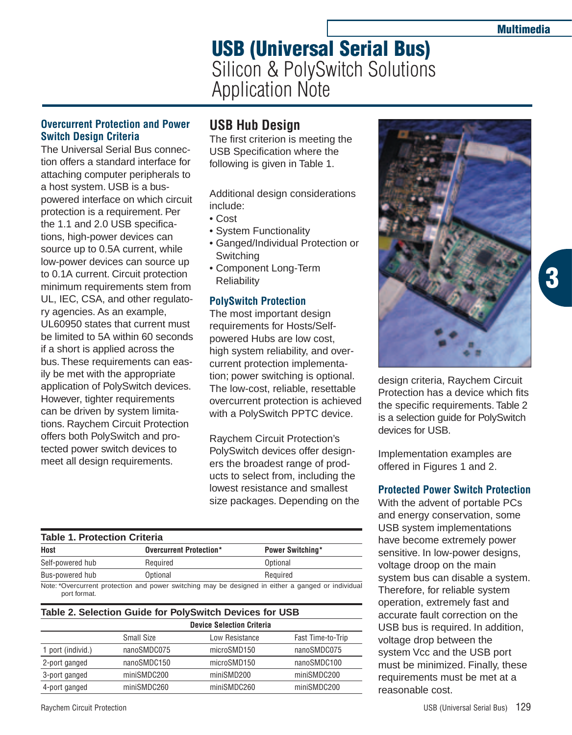# USB (Universal Serial Bus)

Silicon & PolySwitch Solutions
Application Note

### Overcurrent Protection and Power Switch Design Criteria

The Universal Serial Bus connection offers a standard interface for attaching computer peripherals to a host system. USB is a bus-powered interface on which circuit protection is a requirement. Per the 1.1 and 2.0 USB specifications, high-power devices can source up to 0.5A current, while low-power devices can source up to 0.1A current. Circuit protection minimum requirements stem from UL, IEC, CSA, and other regulatory agencies. As an example, UL60950 states that current must be limited to 5A within 60 seconds if a short is applied across the bus. These requirements can easily be met with the appropriate application of PolySwitch devices. However, tighter requirements can be driven by system limitations. Raychem Circuit Protection offers both PolySwitch and protected power switch devices to meet all design requirements.

## USB Hub Design

The first criterion is meeting the USB Specification where the following is given in Table 1.

Additional design considerations include:

- Cost
- System Functionality
- Ganged/Individual Protection or Switching
- Component Long-Term Reliability

### PolySwitch Protection

The most important design requirements for Hosts/Self-powered Hubs are low cost, high system reliability, and overcurrent protection implementation; power switching is optional. The low-cost, reliable, resettable overcurrent protection is achieved with a PolySwitch PPTC device.

Raychem Circuit Protection's PolySwitch devices offer designers the broadest range of products to select from, including the lowest resistance and smallest size packages. Depending on the design criteria, Raychem Circuit Protection has a device which fits the specific requirements. Table 2 is a selection guide for PolySwitch devices for USB.

Implementation examples are offered in Figures 1 and 2.

### Protected Power Switch Protection

With the advent of portable PCs and energy conservation, some USB system implementations have become extremely power sensitive. In low-power designs, voltage droop on the main system bus can disable a system. Therefore, for reliable system operation, extremely fast and accurate fault correction on the USB bus is required. In addition, voltage drop between the system Vcc and the USB port must be minimized. Finally, these requirements must be met at a reasonable cost.

**Table 1. Protection Criteria**

| Host | Overcurrent Protection* | Power Switching* |
|---|---|---|
| Self-powered hub | Required | Optional |
| Bus-powered hub | Optional | Required |

Note: *Overcurrent protection and power switching may be designed in either a ganged or individual port format.

**Table 2. Selection Guide for PolySwitch Devices for USB**

| | Device Selection Criteria | | |
|---|---|---|---|
| | Small Size | Low Resistance | Fast Time-to-Trip |
| 1 port (individ.) | nanoSMDC075 | microSMD150 | nanoSMDC075 |
| 2-port ganged | nanoSMDC150 | microSMD150 | nanoSMDC100 |
| 3-port ganged | miniSMDC200 | miniSMD200 | miniSMDC200 |
| 4-port ganged | miniSMDC260 | miniSMDC260 | miniSMDC200 |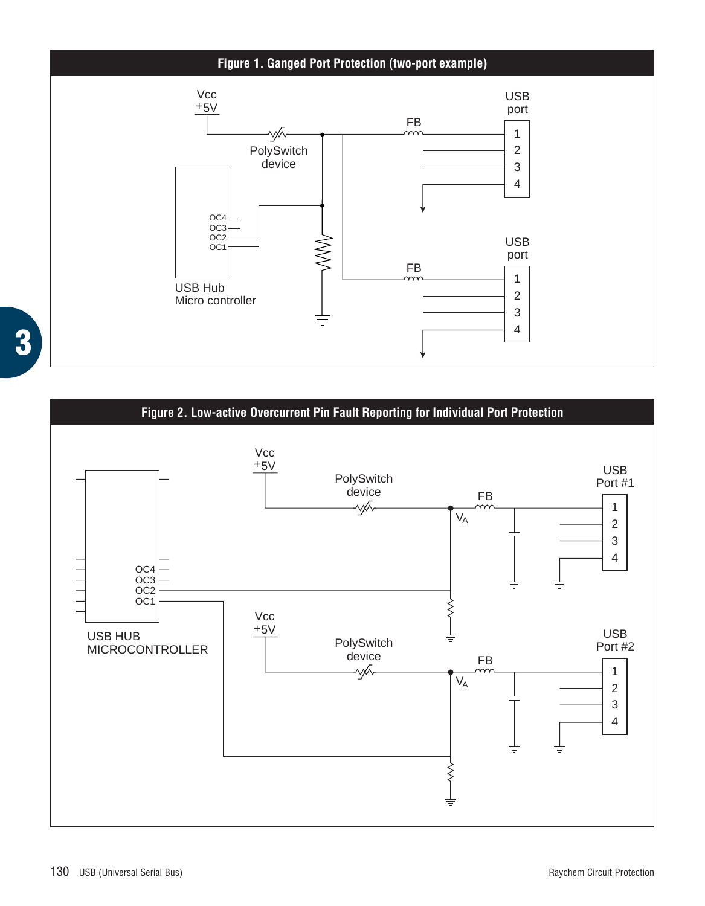**Figure 1. Ganged Port Protection (two-port example)**

**Figure 2. Low-active Overcurrent Pin Fault Reporting for Individual Port Protection**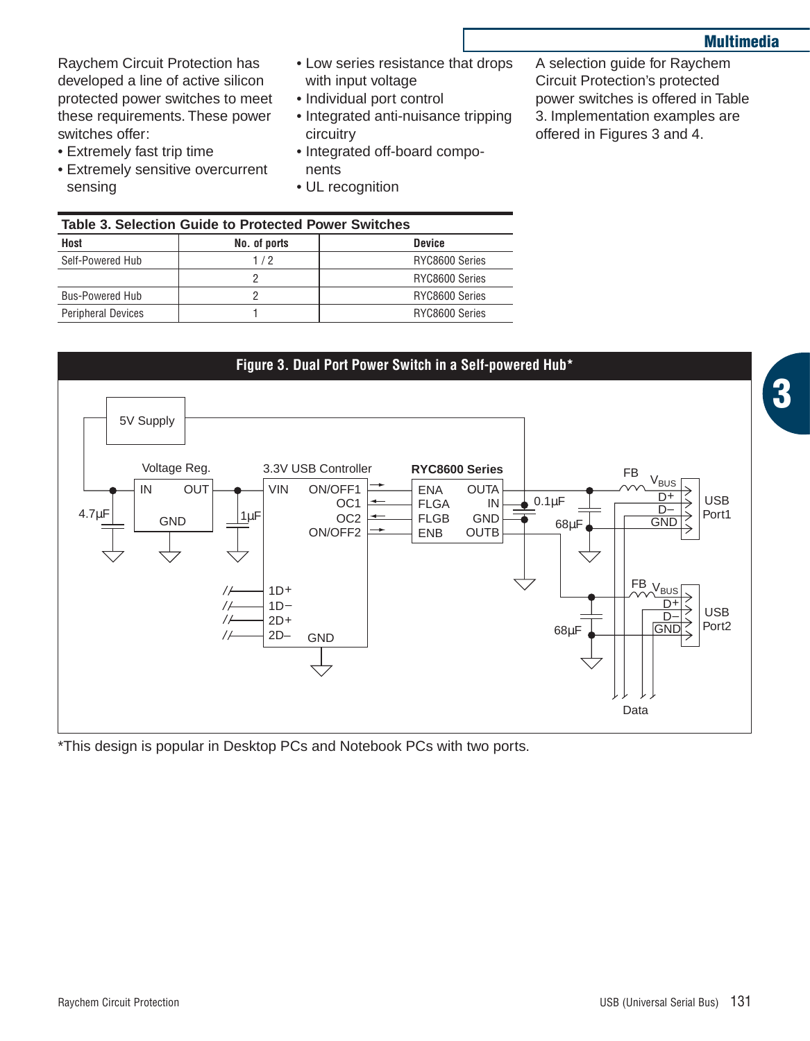Raychem Circuit Protection has developed a line of active silicon protected power switches to meet these requirements. These power switches offer:

- Extremely fast trip time
- Extremely sensitive overcurrent sensing
- Low series resistance that drops with input voltage
- Individual port control
- Integrated anti-nuisance tripping circuitry
- Integrated off-board components
- UL recognition

A selection guide for Raychem Circuit Protection's protected power switches is offered in Table 3. Implementation examples are offered in Figures 3 and 4.

**Table 3. Selection Guide to Protected Power Switches**

| Host | No. of ports | Device |
|---|---|---|
| Self-Powered Hub | 1 / 2 | RYC8600 Series |
| | 2 | RYC8600 Series |
| Bus-Powered Hub | 2 | RYC8600 Series |
| Peripheral Devices | 1 | RYC8600 Series |

**Figure 3. Dual Port Power Switch in a Self-powered Hub***

*This design is popular in Desktop PCs and Notebook PCs with two ports.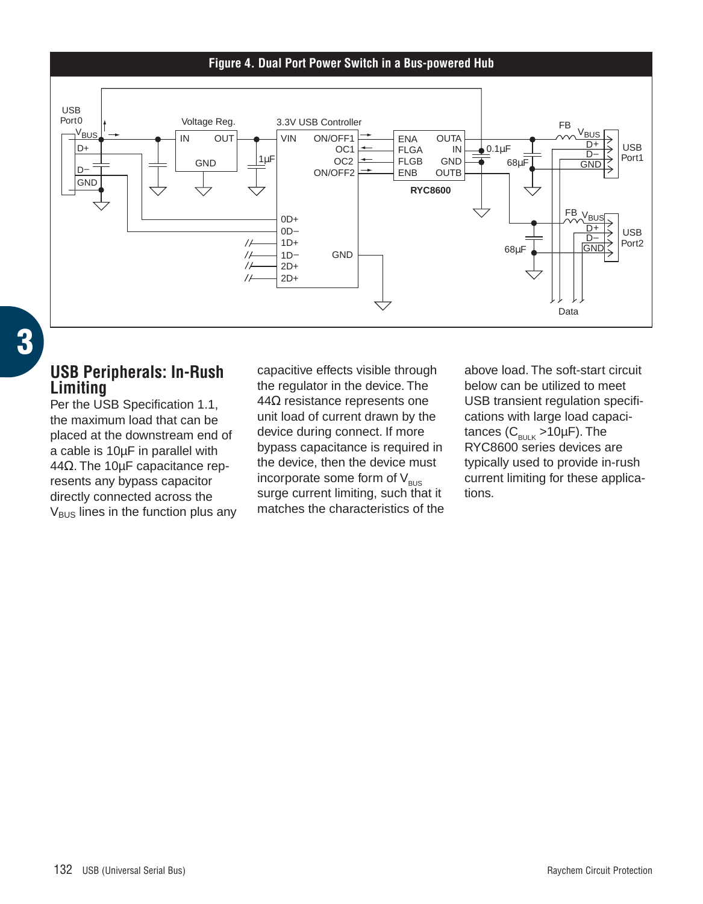**Figure 4. Dual Port Power Switch in a Bus-powered Hub**

USB Port0
$V_{BUS}$
D+
D−
GND
Voltage Reg.
IN
OUT
GND
1µF
3.3V USB Controller
VIN
ON/OFF1
OC1
OC2
ON/OFF2
0D+
0D−
1D+
1D−
2D+
2D+
GND
ENA
FLGA
FLGB
ENB
OUTA
IN
GND
OUTB
RYC8600
0.1µF
68µF
FB
$V_{BUS}$
D+
D−
GND
USB Port1
FB
$V_{BUS}$
D+
D−
GND
USB Port2
68µF
Data

## USB Peripherals: In-Rush Limiting

Per the USB Specification 1.1, the maximum load that can be placed at the downstream end of a cable is 10µF in parallel with 44Ω. The 10µF capacitance represents any bypass capacitor directly connected across the $V_{BUS}$ lines in the function plus any capacitive effects visible through the regulator in the device. The 44Ω resistance represents one unit load of current drawn by the device during connect. If more bypass capacitance is required in the device, then the device must incorporate some form of $V_{BUS}$ surge current limiting, such that it matches the characteristics of the above load. The soft-start circuit below can be utilized to meet USB transient regulation specifications with large load capacitances ($C_{BULK}$ >10µF). The RYC8600 series devices are typically used to provide in-rush current limiting for these applications.